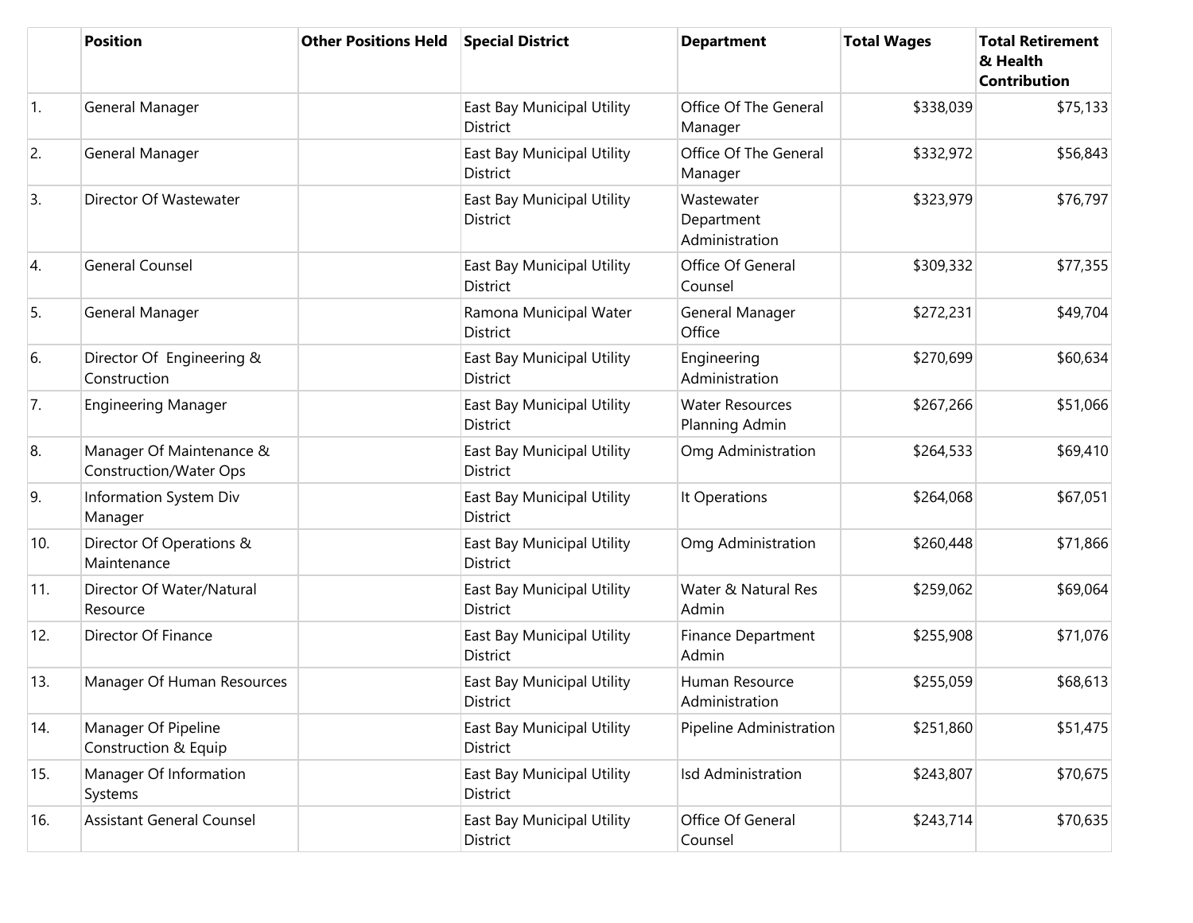| | Position | Other Positions Held | Special District | Department | Total Wages | Total Retirement & Health Contribution |
|---|---|---|---|---|---|---|
| 1. | General Manager | | East Bay Municipal Utility District | Office Of The General Manager | $338,039 | $75,133 |
| 2. | General Manager | | East Bay Municipal Utility District | Office Of The General Manager | $332,972 | $56,843 |
| 3. | Director Of Wastewater | | East Bay Municipal Utility District | Wastewater Department Administration | $323,979 | $76,797 |
| 4. | General Counsel | | East Bay Municipal Utility District | Office Of General Counsel | $309,332 | $77,355 |
| 5. | General Manager | | Ramona Municipal Water District | General Manager Office | $272,231 | $49,704 |
| 6. | Director Of Engineering & Construction | | East Bay Municipal Utility District | Engineering Administration | $270,699 | $60,634 |
| 7. | Engineering Manager | | East Bay Municipal Utility District | Water Resources Planning Admin | $267,266 | $51,066 |
| 8. | Manager Of Maintenance & Construction/Water Ops | | East Bay Municipal Utility District | Omg Administration | $264,533 | $69,410 |
| 9. | Information System Div Manager | | East Bay Municipal Utility District | It Operations | $264,068 | $67,051 |
| 10. | Director Of Operations & Maintenance | | East Bay Municipal Utility District | Omg Administration | $260,448 | $71,866 |
| 11. | Director Of Water/Natural Resource | | East Bay Municipal Utility District | Water & Natural Res Admin | $259,062 | $69,064 |
| 12. | Director Of Finance | | East Bay Municipal Utility District | Finance Department Admin | $255,908 | $71,076 |
| 13. | Manager Of Human Resources | | East Bay Municipal Utility District | Human Resource Administration | $255,059 | $68,613 |
| 14. | Manager Of Pipeline Construction & Equip | | East Bay Municipal Utility District | Pipeline Administration | $251,860 | $51,475 |
| 15. | Manager Of Information Systems | | East Bay Municipal Utility District | Isd Administration | $243,807 | $70,675 |
| 16. | Assistant General Counsel | | East Bay Municipal Utility District | Office Of General Counsel | $243,714 | $70,635 |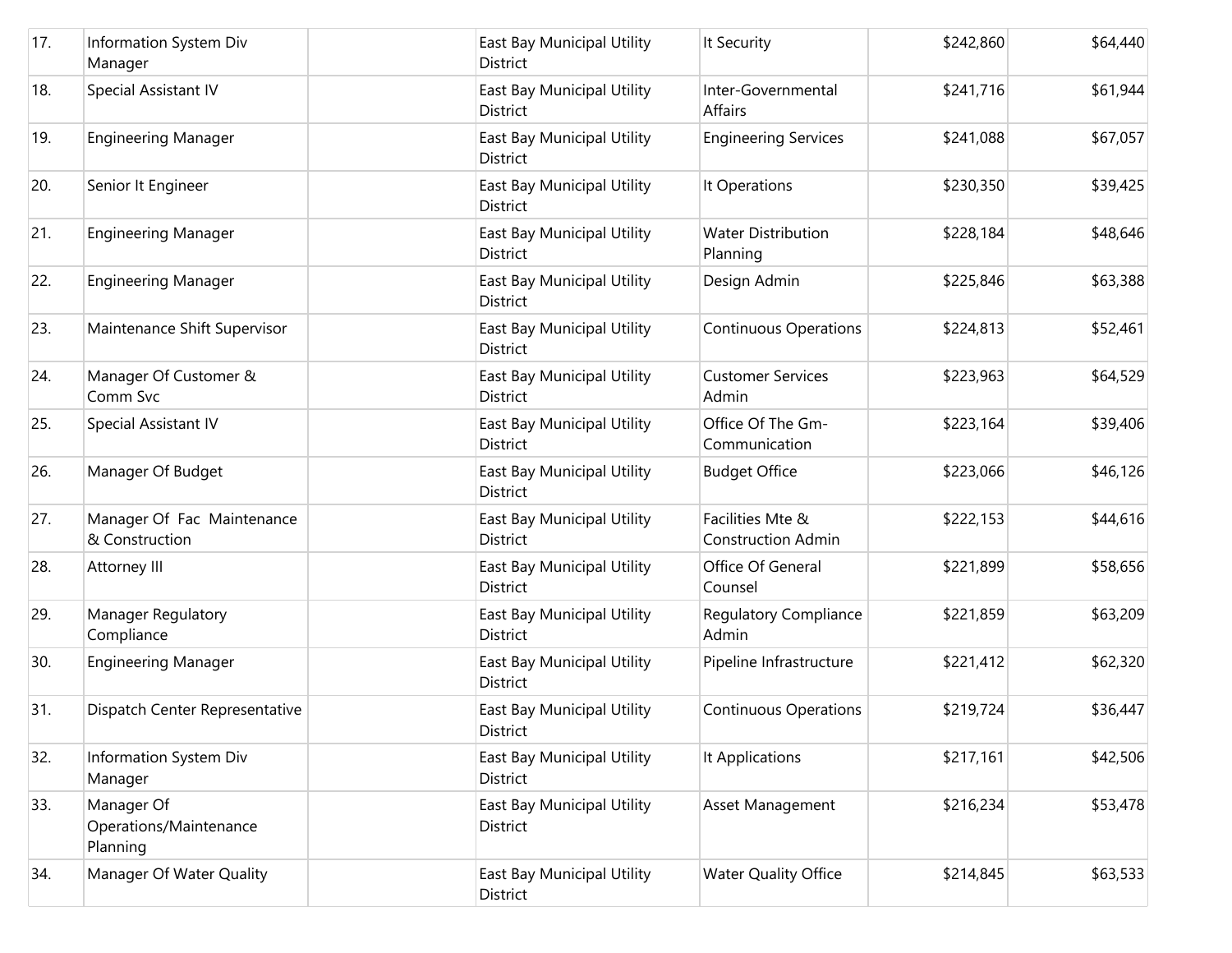| | | | | | | |
|---|---|---|---|---|---|---|
| 17. | Information System Div Manager | | East Bay Municipal Utility District | It Security | $242,860 | $64,440 |
| 18. | Special Assistant IV | | East Bay Municipal Utility District | Inter-Governmental Affairs | $241,716 | $61,944 |
| 19. | Engineering Manager | | East Bay Municipal Utility District | Engineering Services | $241,088 | $67,057 |
| 20. | Senior It Engineer | | East Bay Municipal Utility District | It Operations | $230,350 | $39,425 |
| 21. | Engineering Manager | | East Bay Municipal Utility District | Water Distribution Planning | $228,184 | $48,646 |
| 22. | Engineering Manager | | East Bay Municipal Utility District | Design Admin | $225,846 | $63,388 |
| 23. | Maintenance Shift Supervisor | | East Bay Municipal Utility District | Continuous Operations | $224,813 | $52,461 |
| 24. | Manager Of Customer & Comm Svc | | East Bay Municipal Utility District | Customer Services Admin | $223,963 | $64,529 |
| 25. | Special Assistant IV | | East Bay Municipal Utility District | Office Of The Gm-Communication | $223,164 | $39,406 |
| 26. | Manager Of Budget | | East Bay Municipal Utility District | Budget Office | $223,066 | $46,126 |
| 27. | Manager Of Fac Maintenance & Construction | | East Bay Municipal Utility District | Facilities Mte & Construction Admin | $222,153 | $44,616 |
| 28. | Attorney III | | East Bay Municipal Utility District | Office Of General Counsel | $221,899 | $58,656 |
| 29. | Manager Regulatory Compliance | | East Bay Municipal Utility District | Regulatory Compliance Admin | $221,859 | $63,209 |
| 30. | Engineering Manager | | East Bay Municipal Utility District | Pipeline Infrastructure | $221,412 | $62,320 |
| 31. | Dispatch Center Representative | | East Bay Municipal Utility District | Continuous Operations | $219,724 | $36,447 |
| 32. | Information System Div Manager | | East Bay Municipal Utility District | It Applications | $217,161 | $42,506 |
| 33. | Manager Of Operations/Maintenance Planning | | East Bay Municipal Utility District | Asset Management | $216,234 | $53,478 |
| 34. | Manager Of Water Quality | | East Bay Municipal Utility District | Water Quality Office | $214,845 | $63,533 |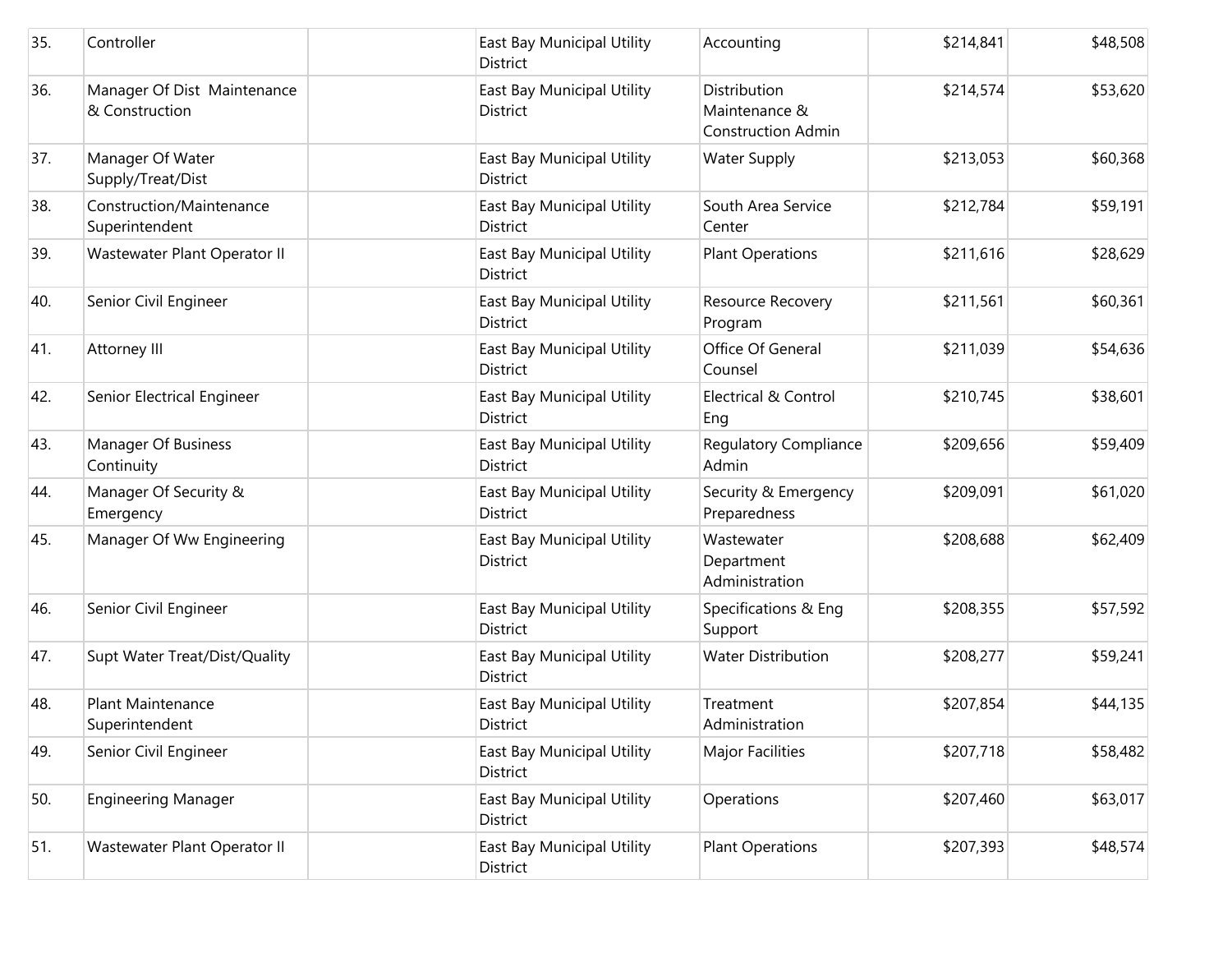| | | | | | | |
|---|---|---|---|---|---|---|
| 35. | Controller | | East Bay Municipal Utility District | Accounting | $214,841 | $48,508 |
| 36. | Manager Of Dist Maintenance & Construction | | East Bay Municipal Utility District | Distribution Maintenance & Construction Admin | $214,574 | $53,620 |
| 37. | Manager Of Water Supply/Treat/Dist | | East Bay Municipal Utility District | Water Supply | $213,053 | $60,368 |
| 38. | Construction/Maintenance Superintendent | | East Bay Municipal Utility District | South Area Service Center | $212,784 | $59,191 |
| 39. | Wastewater Plant Operator II | | East Bay Municipal Utility District | Plant Operations | $211,616 | $28,629 |
| 40. | Senior Civil Engineer | | East Bay Municipal Utility District | Resource Recovery Program | $211,561 | $60,361 |
| 41. | Attorney III | | East Bay Municipal Utility District | Office Of General Counsel | $211,039 | $54,636 |
| 42. | Senior Electrical Engineer | | East Bay Municipal Utility District | Electrical & Control Eng | $210,745 | $38,601 |
| 43. | Manager Of Business Continuity | | East Bay Municipal Utility District | Regulatory Compliance Admin | $209,656 | $59,409 |
| 44. | Manager Of Security & Emergency | | East Bay Municipal Utility District | Security & Emergency Preparedness | $209,091 | $61,020 |
| 45. | Manager Of Ww Engineering | | East Bay Municipal Utility District | Wastewater Department Administration | $208,688 | $62,409 |
| 46. | Senior Civil Engineer | | East Bay Municipal Utility District | Specifications & Eng Support | $208,355 | $57,592 |
| 47. | Supt Water Treat/Dist/Quality | | East Bay Municipal Utility District | Water Distribution | $208,277 | $59,241 |
| 48. | Plant Maintenance Superintendent | | East Bay Municipal Utility District | Treatment Administration | $207,854 | $44,135 |
| 49. | Senior Civil Engineer | | East Bay Municipal Utility District | Major Facilities | $207,718 | $58,482 |
| 50. | Engineering Manager | | East Bay Municipal Utility District | Operations | $207,460 | $63,017 |
| 51. | Wastewater Plant Operator II | | East Bay Municipal Utility District | Plant Operations | $207,393 | $48,574 |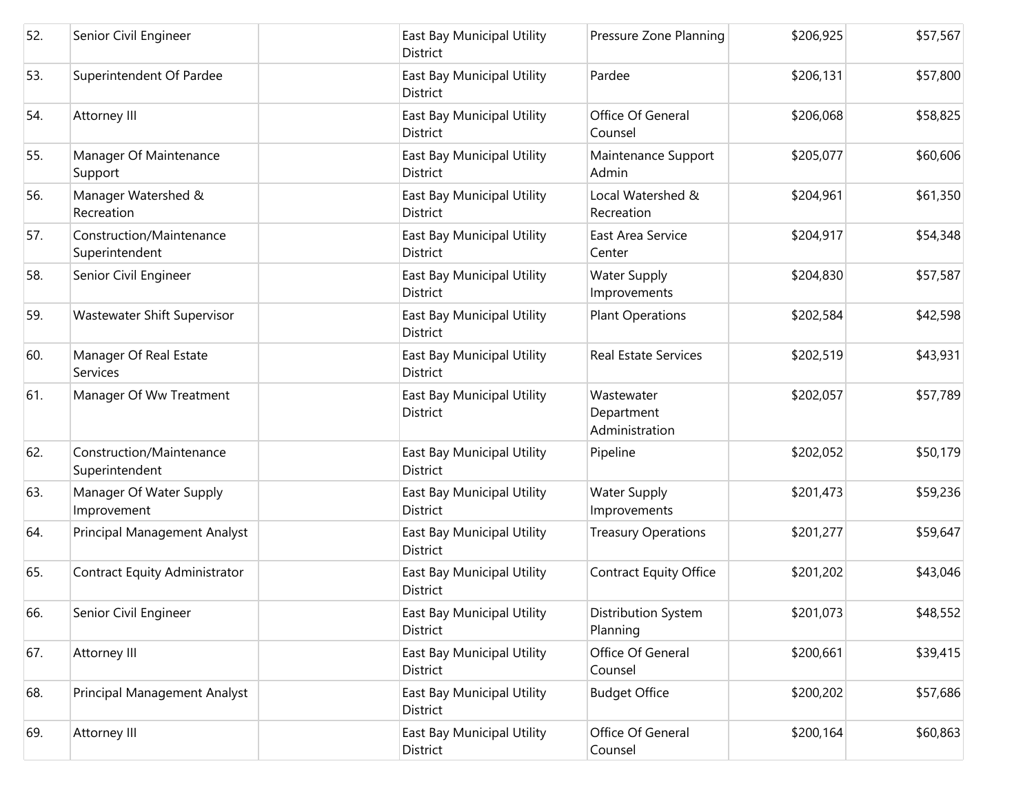| | | | | | | |
|---|---|---|---|---|---|---|
| 52. | Senior Civil Engineer | | East Bay Municipal Utility District | Pressure Zone Planning | $206,925 | $57,567 |
| 53. | Superintendent Of Pardee | | East Bay Municipal Utility District | Pardee | $206,131 | $57,800 |
| 54. | Attorney III | | East Bay Municipal Utility District | Office Of General Counsel | $206,068 | $58,825 |
| 55. | Manager Of Maintenance Support | | East Bay Municipal Utility District | Maintenance Support Admin | $205,077 | $60,606 |
| 56. | Manager Watershed & Recreation | | East Bay Municipal Utility District | Local Watershed & Recreation | $204,961 | $61,350 |
| 57. | Construction/Maintenance Superintendent | | East Bay Municipal Utility District | East Area Service Center | $204,917 | $54,348 |
| 58. | Senior Civil Engineer | | East Bay Municipal Utility District | Water Supply Improvements | $204,830 | $57,587 |
| 59. | Wastewater Shift Supervisor | | East Bay Municipal Utility District | Plant Operations | $202,584 | $42,598 |
| 60. | Manager Of Real Estate Services | | East Bay Municipal Utility District | Real Estate Services | $202,519 | $43,931 |
| 61. | Manager Of Ww Treatment | | East Bay Municipal Utility District | Wastewater Department Administration | $202,057 | $57,789 |
| 62. | Construction/Maintenance Superintendent | | East Bay Municipal Utility District | Pipeline | $202,052 | $50,179 |
| 63. | Manager Of Water Supply Improvement | | East Bay Municipal Utility District | Water Supply Improvements | $201,473 | $59,236 |
| 64. | Principal Management Analyst | | East Bay Municipal Utility District | Treasury Operations | $201,277 | $59,647 |
| 65. | Contract Equity Administrator | | East Bay Municipal Utility District | Contract Equity Office | $201,202 | $43,046 |
| 66. | Senior Civil Engineer | | East Bay Municipal Utility District | Distribution System Planning | $201,073 | $48,552 |
| 67. | Attorney III | | East Bay Municipal Utility District | Office Of General Counsel | $200,661 | $39,415 |
| 68. | Principal Management Analyst | | East Bay Municipal Utility District | Budget Office | $200,202 | $57,686 |
| 69. | Attorney III | | East Bay Municipal Utility District | Office Of General Counsel | $200,164 | $60,863 |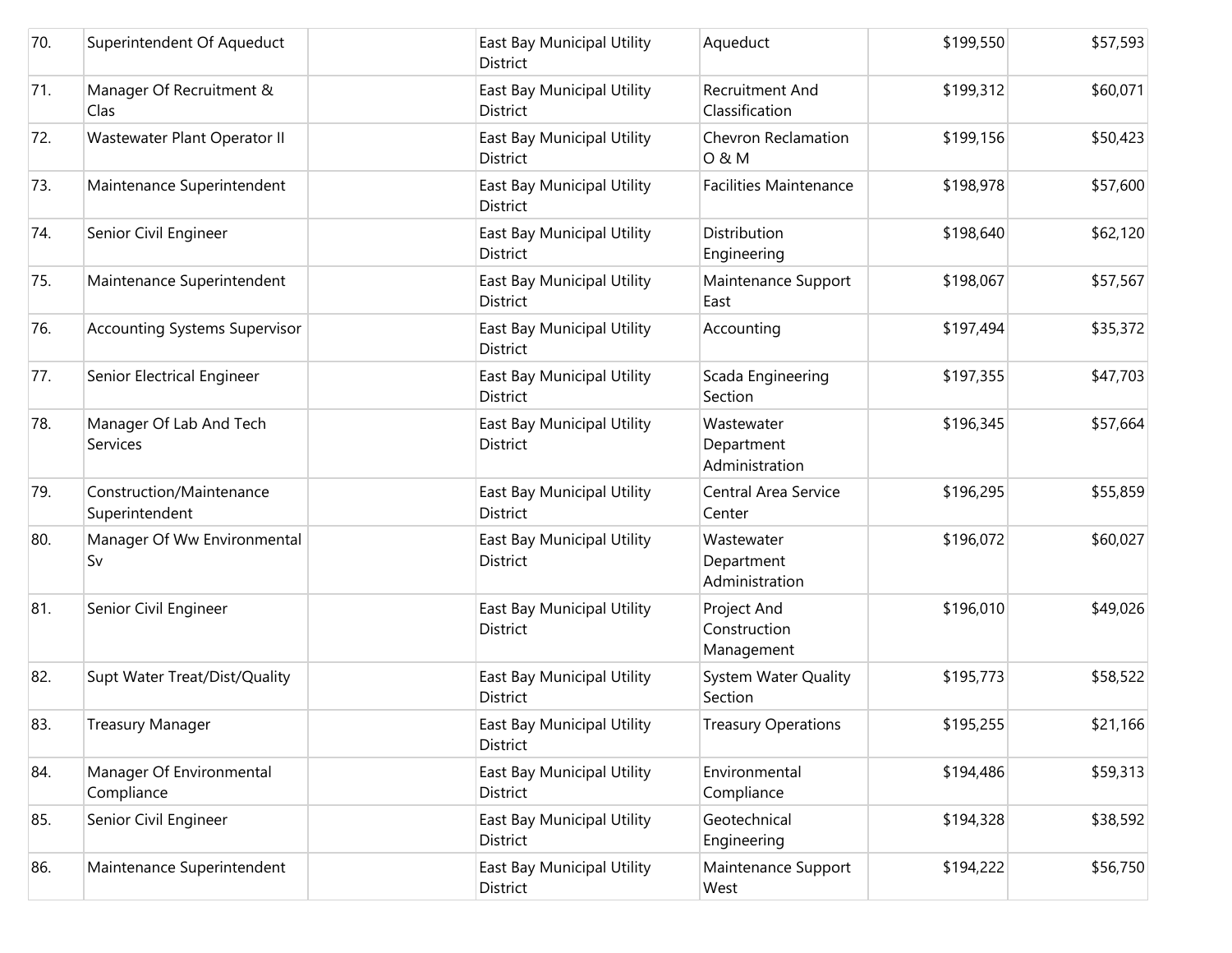| | | | | | | |
|---|---|---|---|---|---|---|
| 70. | Superintendent Of Aqueduct | | East Bay Municipal Utility District | Aqueduct | $199,550 | $57,593 |
| 71. | Manager Of Recruitment & Clas | | East Bay Municipal Utility District | Recruitment And Classification | $199,312 | $60,071 |
| 72. | Wastewater Plant Operator II | | East Bay Municipal Utility District | Chevron Reclamation O & M | $199,156 | $50,423 |
| 73. | Maintenance Superintendent | | East Bay Municipal Utility District | Facilities Maintenance | $198,978 | $57,600 |
| 74. | Senior Civil Engineer | | East Bay Municipal Utility District | Distribution Engineering | $198,640 | $62,120 |
| 75. | Maintenance Superintendent | | East Bay Municipal Utility District | Maintenance Support East | $198,067 | $57,567 |
| 76. | Accounting Systems Supervisor | | East Bay Municipal Utility District | Accounting | $197,494 | $35,372 |
| 77. | Senior Electrical Engineer | | East Bay Municipal Utility District | Scada Engineering Section | $197,355 | $47,703 |
| 78. | Manager Of Lab And Tech Services | | East Bay Municipal Utility District | Wastewater Department Administration | $196,345 | $57,664 |
| 79. | Construction/Maintenance Superintendent | | East Bay Municipal Utility District | Central Area Service Center | $196,295 | $55,859 |
| 80. | Manager Of Ww Environmental Sv | | East Bay Municipal Utility District | Wastewater Department Administration | $196,072 | $60,027 |
| 81. | Senior Civil Engineer | | East Bay Municipal Utility District | Project And Construction Management | $196,010 | $49,026 |
| 82. | Supt Water Treat/Dist/Quality | | East Bay Municipal Utility District | System Water Quality Section | $195,773 | $58,522 |
| 83. | Treasury Manager | | East Bay Municipal Utility District | Treasury Operations | $195,255 | $21,166 |
| 84. | Manager Of Environmental Compliance | | East Bay Municipal Utility District | Environmental Compliance | $194,486 | $59,313 |
| 85. | Senior Civil Engineer | | East Bay Municipal Utility District | Geotechnical Engineering | $194,328 | $38,592 |
| 86. | Maintenance Superintendent | | East Bay Municipal Utility District | Maintenance Support West | $194,222 | $56,750 |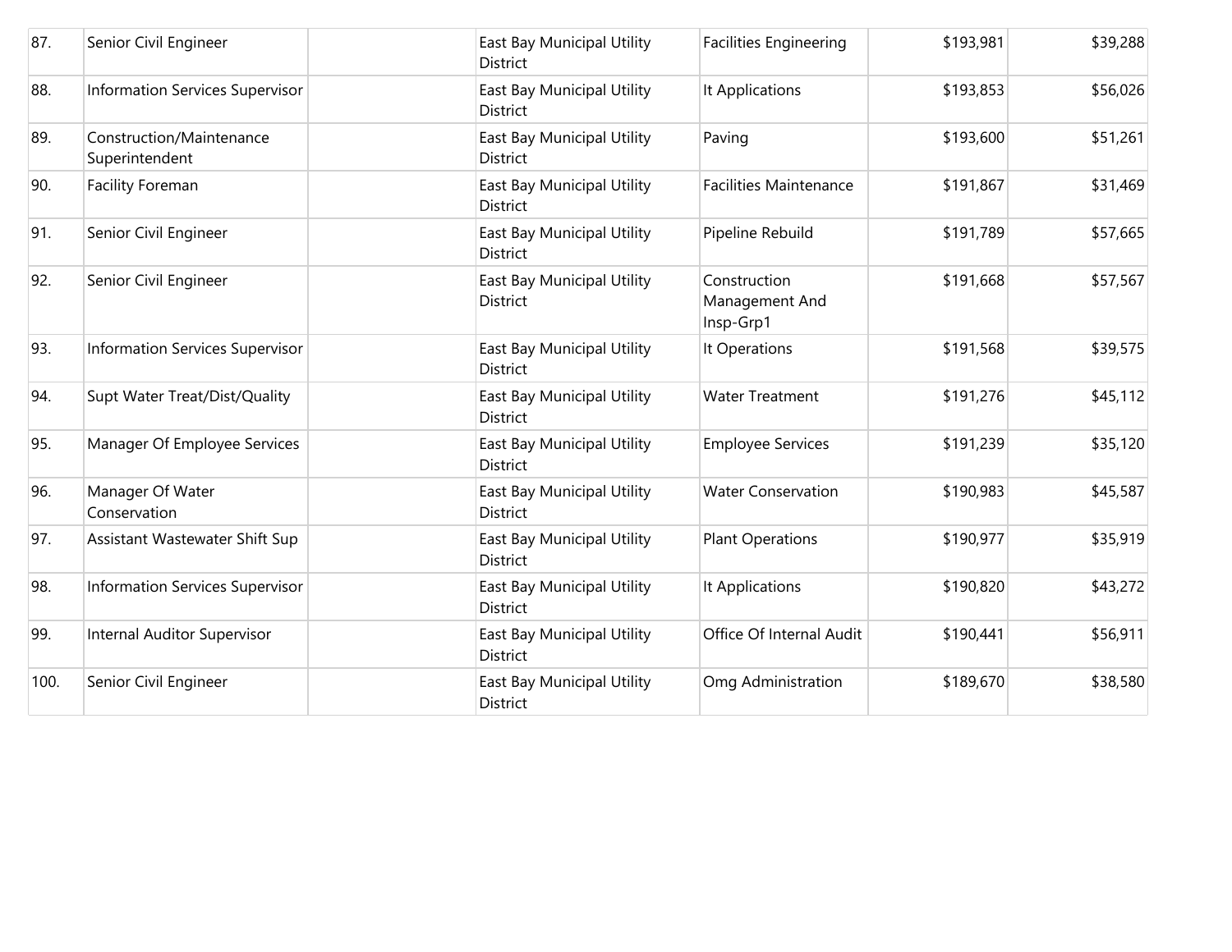| | | | | | | |
|---|---|---|---|---|---|---|
| 87. | Senior Civil Engineer | | East Bay Municipal Utility District | Facilities Engineering | $193,981 | $39,288 |
| 88. | Information Services Supervisor | | East Bay Municipal Utility District | It Applications | $193,853 | $56,026 |
| 89. | Construction/Maintenance Superintendent | | East Bay Municipal Utility District | Paving | $193,600 | $51,261 |
| 90. | Facility Foreman | | East Bay Municipal Utility District | Facilities Maintenance | $191,867 | $31,469 |
| 91. | Senior Civil Engineer | | East Bay Municipal Utility District | Pipeline Rebuild | $191,789 | $57,665 |
| 92. | Senior Civil Engineer | | East Bay Municipal Utility District | Construction Management And Insp-Grp1 | $191,668 | $57,567 |
| 93. | Information Services Supervisor | | East Bay Municipal Utility District | It Operations | $191,568 | $39,575 |
| 94. | Supt Water Treat/Dist/Quality | | East Bay Municipal Utility District | Water Treatment | $191,276 | $45,112 |
| 95. | Manager Of Employee Services | | East Bay Municipal Utility District | Employee Services | $191,239 | $35,120 |
| 96. | Manager Of Water Conservation | | East Bay Municipal Utility District | Water Conservation | $190,983 | $45,587 |
| 97. | Assistant Wastewater Shift Sup | | East Bay Municipal Utility District | Plant Operations | $190,977 | $35,919 |
| 98. | Information Services Supervisor | | East Bay Municipal Utility District | It Applications | $190,820 | $43,272 |
| 99. | Internal Auditor Supervisor | | East Bay Municipal Utility District | Office Of Internal Audit | $190,441 | $56,911 |
| 100. | Senior Civil Engineer | | East Bay Municipal Utility District | Omg Administration | $189,670 | $38,580 |